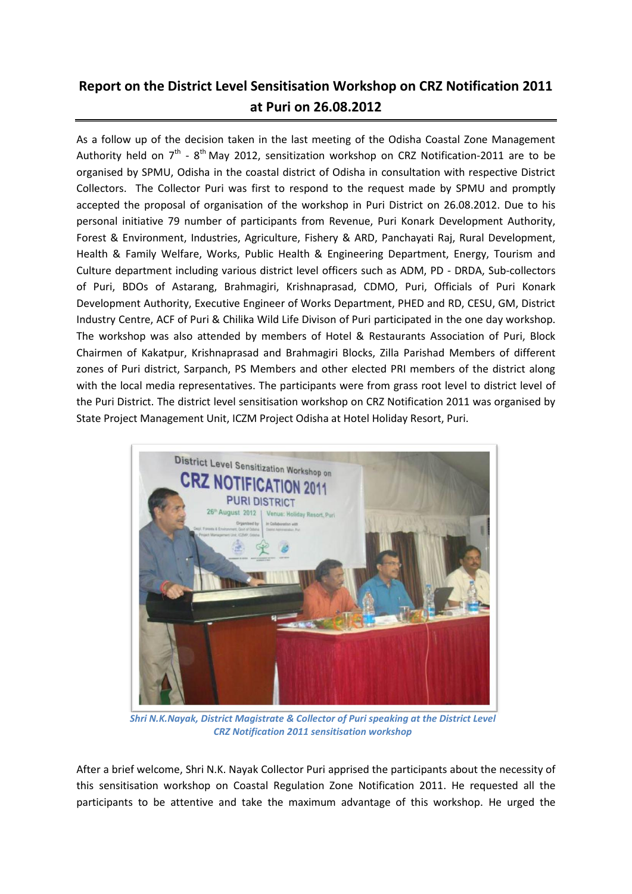# Report on the District Level Sensitisation Workshop on CRZ Notification 2011 at Puri on 26.08.2012

As a follow up of the decision taken in the last meeting of the Odisha Coastal Zone Management Authority held on 7th - 8th May 2012, sensitization workshop on CRZ Notification-2011 are to be organised by SPMU, Odisha in the coastal district of Odisha in consultation with respective District Collectors. The Collector Puri was first to respond to the request made by SPMU and promptly accepted the proposal of organisation of the workshop in Puri District on 26.08.2012. Due to his personal initiative 79 number of participants from Revenue, Puri Konark Development Authority, Forest & Environment, Industries, Agriculture, Fishery & ARD, Panchayati Raj, Rural Development, Health & Family Welfare, Works, Public Health & Engineering Department, Energy, Tourism and Culture department including various district level officers such as ADM, PD - DRDA, Sub-collectors of Puri, BDOs of Astarang, Brahmagiri, Krishnaprasad, CDMO, Puri, Officials of Puri Konark Development Authority, Executive Engineer of Works Department, PHED and RD, CESU, GM, District Industry Centre, ACF of Puri & Chilika Wild Life Divison of Puri participated in the one day workshop. The workshop was also attended by members of Hotel & Restaurants Association of Puri, Block Chairmen of Kakatpur, Krishnaprasad and Brahmagiri Blocks, Zilla Parishad Members of different zones of Puri district, Sarpanch, PS Members and other elected PRI members of the district along with the local media representatives. The participants were from grass root level to district level of the Puri District. The district level sensitisation workshop on CRZ Notification 2011 was organised by State Project Management Unit, ICZM Project Odisha at Hotel Holiday Resort, Puri.

*Shri N.K.Nayak, District Magistrate & Collector of Puri speaking at the District Level CRZ Notification 2011 sensitisation workshop*

After a brief welcome, Shri N.K. Nayak Collector Puri apprised the participants about the necessity of this sensitisation workshop on Coastal Regulation Zone Notification 2011. He requested all the participants to be attentive and take the maximum advantage of this workshop. He urged the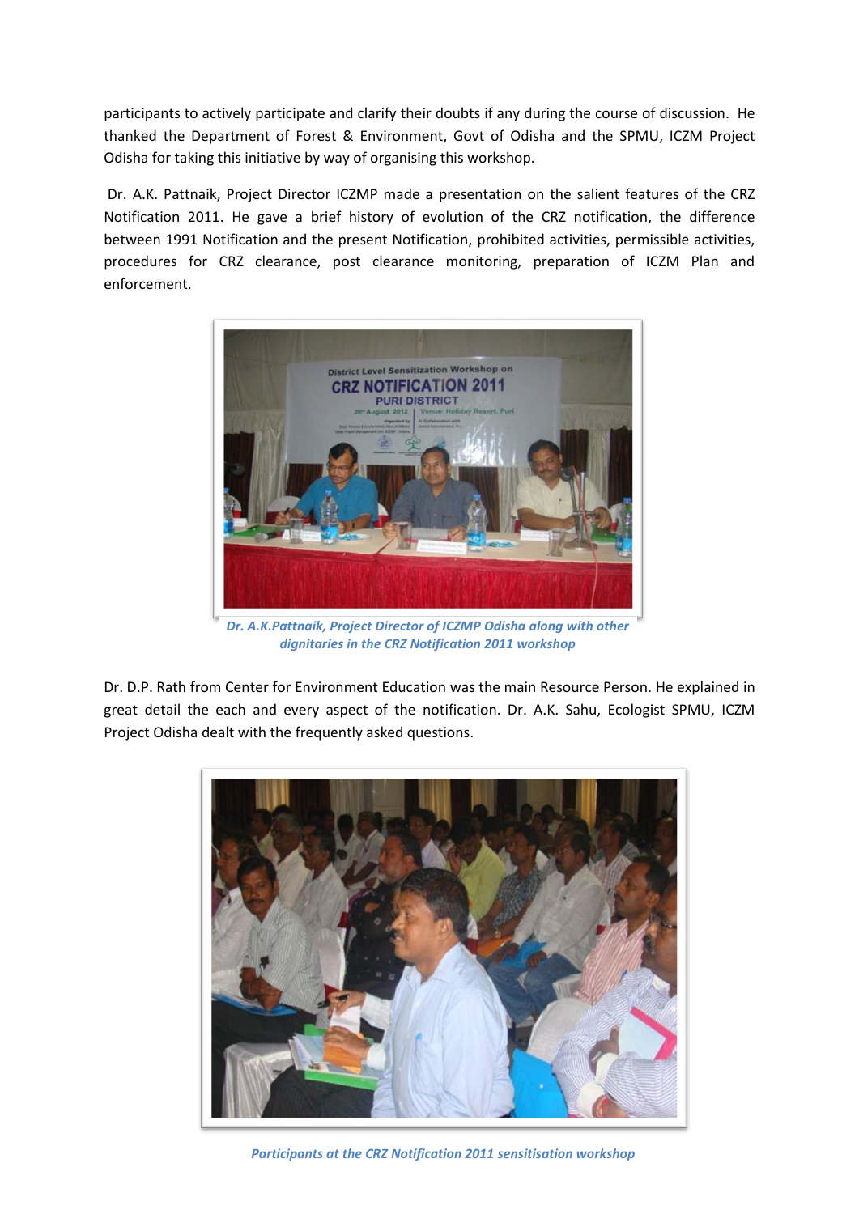participants to actively participate and clarify their doubts if any during the course of discussion. He thanked the Department of Forest & Environment, Govt of Odisha and the SPMU, ICZM Project Odisha for taking this initiative by way of organising this workshop.

Dr. A.K. Pattnaik, Project Director ICZMP made a presentation on the salient features of the CRZ Notification 2011. He gave a brief history of evolution of the CRZ notification, the difference between 1991 Notification and the present Notification, prohibited activities, permissible activities, procedures for CRZ clearance, post clearance monitoring, preparation of ICZM Plan and enforcement.

*Dr. A.K.Pattnaik, Project Director of ICZMP Odisha along with other dignitaries in the CRZ Notification 2011 workshop*

Dr. D.P. Rath from Center for Environment Education was the main Resource Person. He explained in great detail the each and every aspect of the notification. Dr. A.K. Sahu, Ecologist SPMU, ICZM Project Odisha dealt with the frequently asked questions.

*Participants at the CRZ Notification 2011 sensitisation workshop*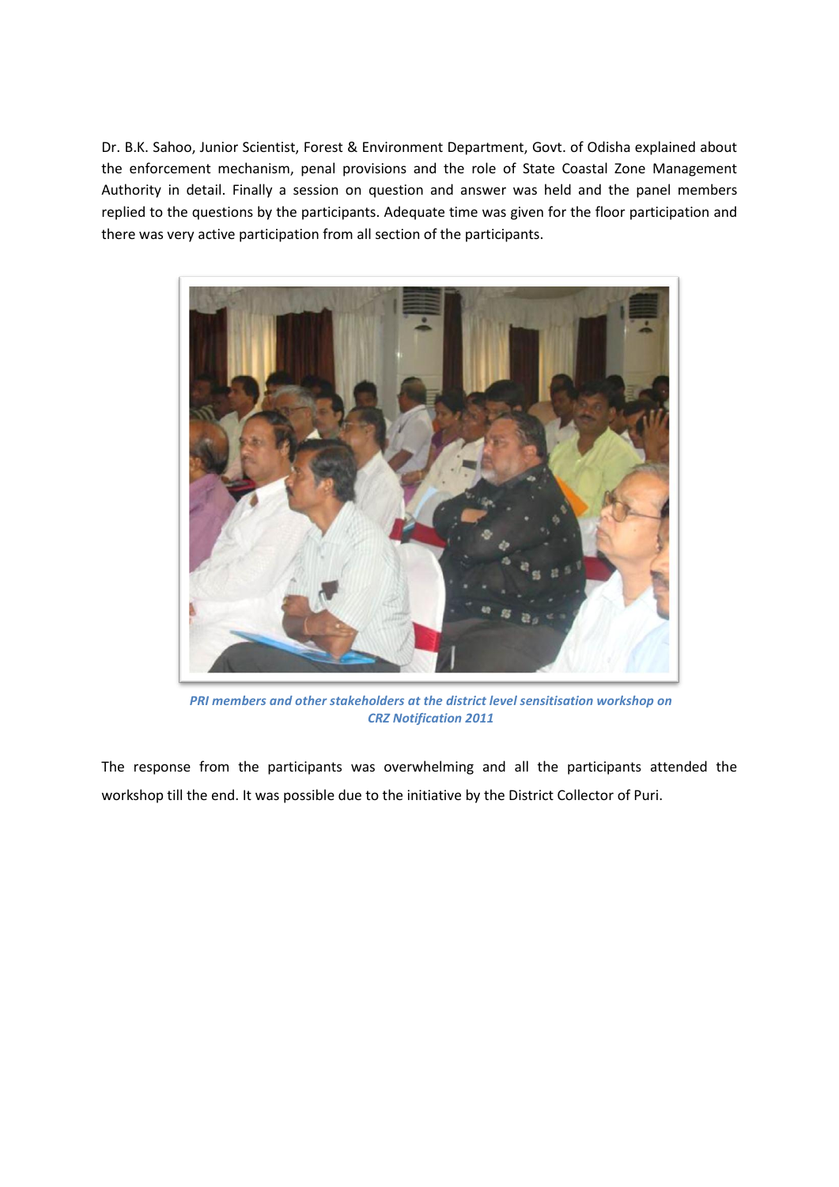Dr. B.K. Sahoo, Junior Scientist, Forest & Environment Department, Govt. of Odisha explained about the enforcement mechanism, penal provisions and the role of State Coastal Zone Management Authority in detail. Finally a session on question and answer was held and the panel members replied to the questions by the participants. Adequate time was given for the floor participation and there was very active participation from all section of the participants.

*PRI members and other stakeholders at the district level sensitisation workshop on CRZ Notification 2011*

The response from the participants was overwhelming and all the participants attended the workshop till the end. It was possible due to the initiative by the District Collector of Puri.